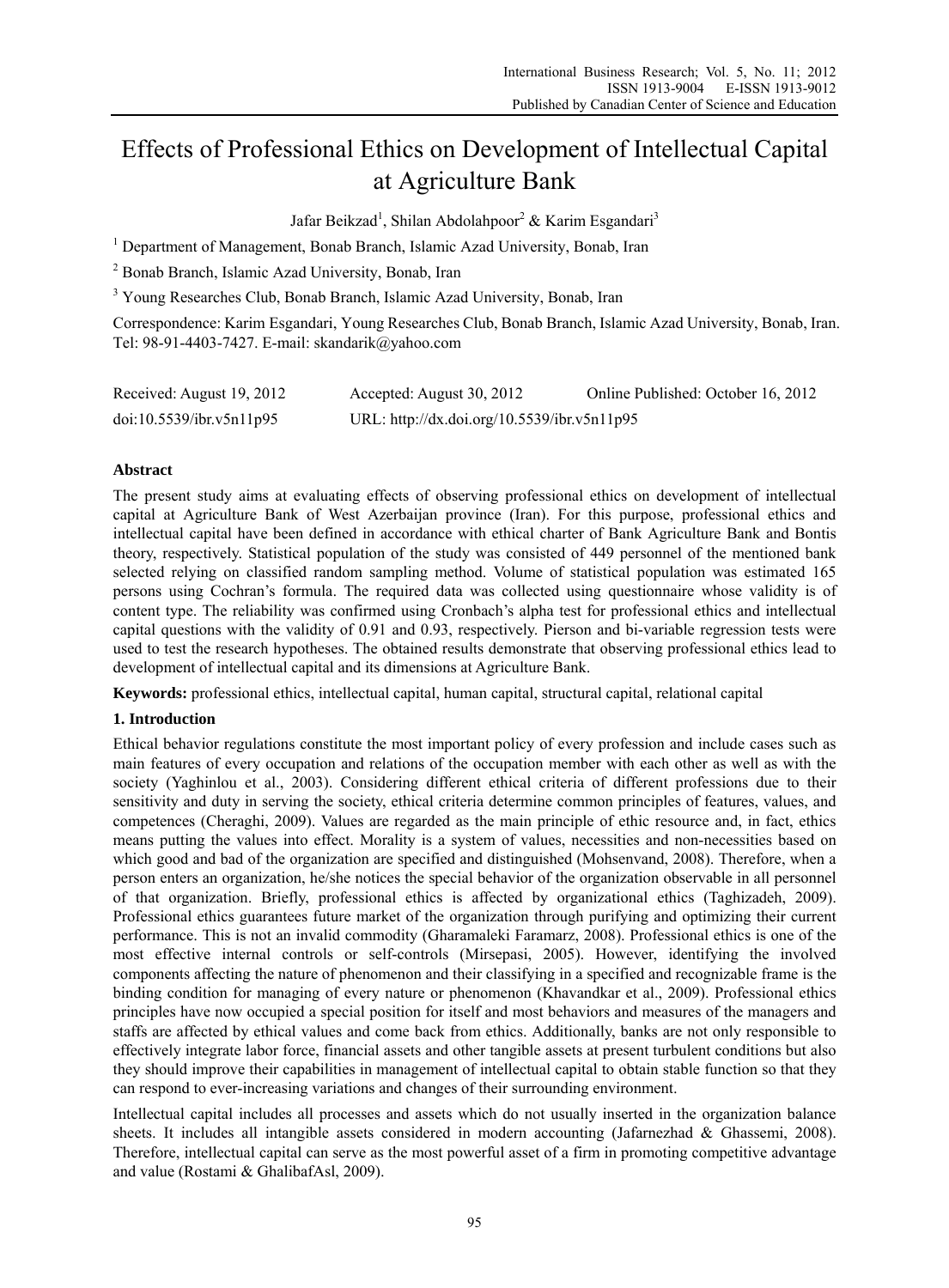# Effects of Professional Ethics on Development of Intellectual Capital at Agriculture Bank

Jafar Beikzad[1], Shilan Abdolahpoor[2] & Karim Esgandari[3]

[1] Department of Management, Bonab Branch, Islamic Azad University, Bonab, Iran

[2] Bonab Branch, Islamic Azad University, Bonab, Iran

[3] Young Researches Club, Bonab Branch, Islamic Azad University, Bonab, Iran

Correspondence: Karim Esgandari, Young Researches Club, Bonab Branch, Islamic Azad University, Bonab, Iran. Tel: 98-91-4403-7427. E-mail: skandarik@yahoo.com

Received: August 19, 2012 Accepted: August 30, 2012 Online Published: October 16, 2012

doi:10.5539/ibr.v5n11p95 URL: http://dx.doi.org/10.5539/ibr.v5n11p95

## Abstract

The present study aims at evaluating effects of observing professional ethics on development of intellectual capital at Agriculture Bank of West Azerbaijan province (Iran). For this purpose, professional ethics and intellectual capital have been defined in accordance with ethical charter of Bank Agriculture Bank and Bontis theory, respectively. Statistical population of the study was consisted of 449 personnel of the mentioned bank selected relying on classified random sampling method. Volume of statistical population was estimated 165 persons using Cochran's formula. The required data was collected using questionnaire whose validity is of content type. The reliability was confirmed using Cronbach's alpha test for professional ethics and intellectual capital questions with the validity of 0.91 and 0.93, respectively. Pierson and bi-variable regression tests were used to test the research hypotheses. The obtained results demonstrate that observing professional ethics lead to development of intellectual capital and its dimensions at Agriculture Bank.

**Keywords:** professional ethics, intellectual capital, human capital, structural capital, relational capital

## 1. Introduction

Ethical behavior regulations constitute the most important policy of every profession and include cases such as main features of every occupation and relations of the occupation member with each other as well as with the society (Yaghinlou et al., 2003). Considering different ethical criteria of different professions due to their sensitivity and duty in serving the society, ethical criteria determine common principles of features, values, and competences (Cheraghi, 2009). Values are regarded as the main principle of ethic resource and, in fact, ethics means putting the values into effect. Morality is a system of values, necessities and non-necessities based on which good and bad of the organization are specified and distinguished (Mohsenvand, 2008). Therefore, when a person enters an organization, he/she notices the special behavior of the organization observable in all personnel of that organization. Briefly, professional ethics is affected by organizational ethics (Taghizadeh, 2009). Professional ethics guarantees future market of the organization through purifying and optimizing their current performance. This is not an invalid commodity (Gharamaleki Faramarz, 2008). Professional ethics is one of the most effective internal controls or self-controls (Mirsepasi, 2005). However, identifying the involved components affecting the nature of phenomenon and their classifying in a specified and recognizable frame is the binding condition for managing of every nature or phenomenon (Khavandkar et al., 2009). Professional ethics principles have now occupied a special position for itself and most behaviors and measures of the managers and staffs are affected by ethical values and come back from ethics. Additionally, banks are not only responsible to effectively integrate labor force, financial assets and other tangible assets at present turbulent conditions but also they should improve their capabilities in management of intellectual capital to obtain stable function so that they can respond to ever-increasing variations and changes of their surrounding environment.

Intellectual capital includes all processes and assets which do not usually inserted in the organization balance sheets. It includes all intangible assets considered in modern accounting (Jafarnezhad & Ghassemi, 2008). Therefore, intellectual capital can serve as the most powerful asset of a firm in promoting competitive advantage and value (Rostami & GhalibafAsl, 2009).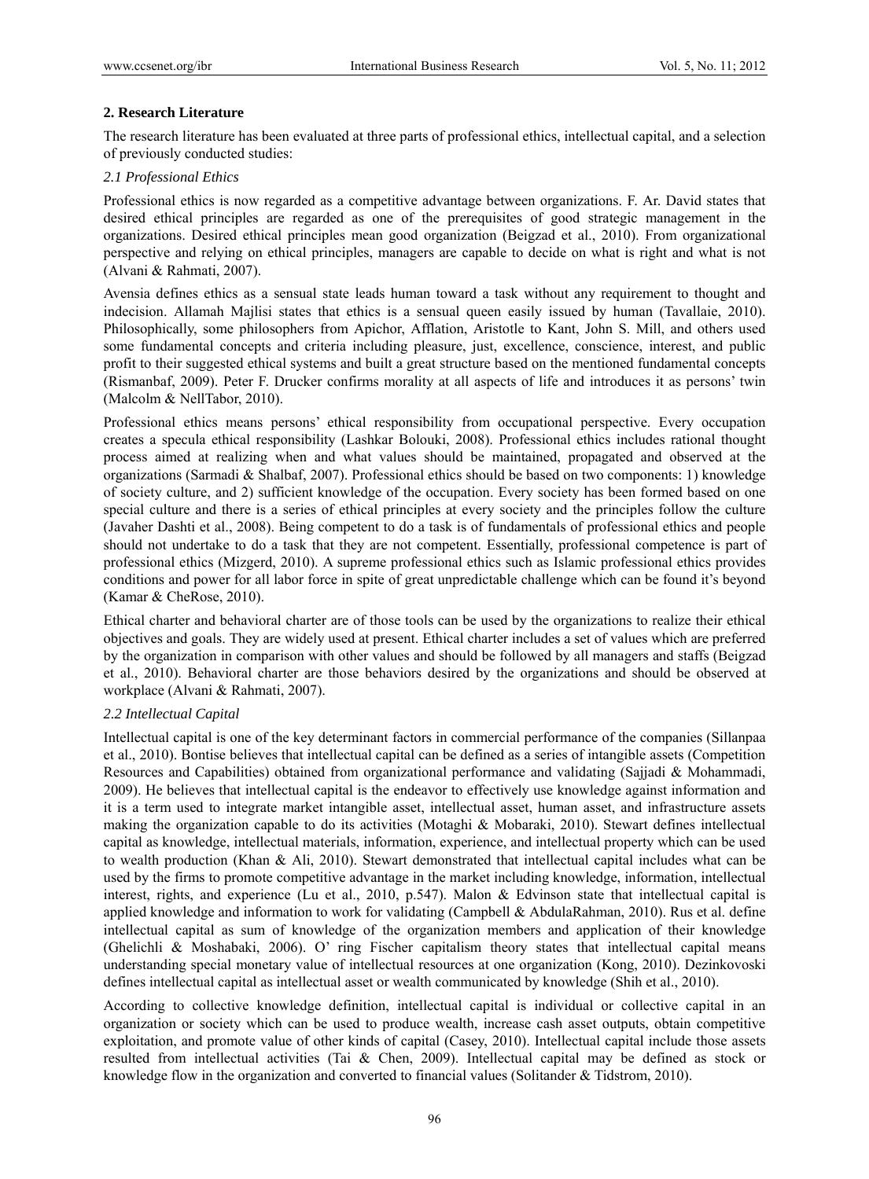## 2. Research Literature

The research literature has been evaluated at three parts of professional ethics, intellectual capital, and a selection of previously conducted studies:

### *2.1 Professional Ethics*

Professional ethics is now regarded as a competitive advantage between organizations. F. Ar. David states that desired ethical principles are regarded as one of the prerequisites of good strategic management in the organizations. Desired ethical principles mean good organization (Beigzad et al., 2010). From organizational perspective and relying on ethical principles, managers are capable to decide on what is right and what is not (Alvani & Rahmati, 2007).

Avensia defines ethics as a sensual state leads human toward a task without any requirement to thought and indecision. Allamah Majlisi states that ethics is a sensual queen easily issued by human (Tavallaie, 2010). Philosophically, some philosophers from Apichor, Afflation, Aristotle to Kant, John S. Mill, and others used some fundamental concepts and criteria including pleasure, just, excellence, conscience, interest, and public profit to their suggested ethical systems and built a great structure based on the mentioned fundamental concepts (Rismanbaf, 2009). Peter F. Drucker confirms morality at all aspects of life and introduces it as persons' twin (Malcolm & NellTabor, 2010).

Professional ethics means persons' ethical responsibility from occupational perspective. Every occupation creates a specula ethical responsibility (Lashkar Bolouki, 2008). Professional ethics includes rational thought process aimed at realizing when and what values should be maintained, propagated and observed at the organizations (Sarmadi & Shalbaf, 2007). Professional ethics should be based on two components: 1) knowledge of society culture, and 2) sufficient knowledge of the occupation. Every society has been formed based on one special culture and there is a series of ethical principles at every society and the principles follow the culture (Javaher Dashti et al., 2008). Being competent to do a task is of fundamentals of professional ethics and people should not undertake to do a task that they are not competent. Essentially, professional competence is part of professional ethics (Mizgerd, 2010). A supreme professional ethics such as Islamic professional ethics provides conditions and power for all labor force in spite of great unpredictable challenge which can be found it's beyond (Kamar & CheRose, 2010).

Ethical charter and behavioral charter are of those tools can be used by the organizations to realize their ethical objectives and goals. They are widely used at present. Ethical charter includes a set of values which are preferred by the organization in comparison with other values and should be followed by all managers and staffs (Beigzad et al., 2010). Behavioral charter are those behaviors desired by the organizations and should be observed at workplace (Alvani & Rahmati, 2007).

### *2.2 Intellectual Capital*

Intellectual capital is one of the key determinant factors in commercial performance of the companies (Sillanpaa et al., 2010). Bontise believes that intellectual capital can be defined as a series of intangible assets (Competition Resources and Capabilities) obtained from organizational performance and validating (Sajjadi & Mohammadi, 2009). He believes that intellectual capital is the endeavor to effectively use knowledge against information and it is a term used to integrate market intangible asset, intellectual asset, human asset, and infrastructure assets making the organization capable to do its activities (Motaghi & Mobaraki, 2010). Stewart defines intellectual capital as knowledge, intellectual materials, information, experience, and intellectual property which can be used to wealth production (Khan & Ali, 2010). Stewart demonstrated that intellectual capital includes what can be used by the firms to promote competitive advantage in the market including knowledge, information, intellectual interest, rights, and experience (Lu et al., 2010, p.547). Malon & Edvinson state that intellectual capital is applied knowledge and information to work for validating (Campbell & AbdulaRahman, 2010). Rus et al. define intellectual capital as sum of knowledge of the organization members and application of their knowledge (Ghelichli & Moshabaki, 2006). O' ring Fischer capitalism theory states that intellectual capital means understanding special monetary value of intellectual resources at one organization (Kong, 2010). Dezinkovoski defines intellectual capital as intellectual asset or wealth communicated by knowledge (Shih et al., 2010).

According to collective knowledge definition, intellectual capital is individual or collective capital in an organization or society which can be used to produce wealth, increase cash asset outputs, obtain competitive exploitation, and promote value of other kinds of capital (Casey, 2010). Intellectual capital include those assets resulted from intellectual activities (Tai & Chen, 2009). Intellectual capital may be defined as stock or knowledge flow in the organization and converted to financial values (Solitander & Tidstrom, 2010).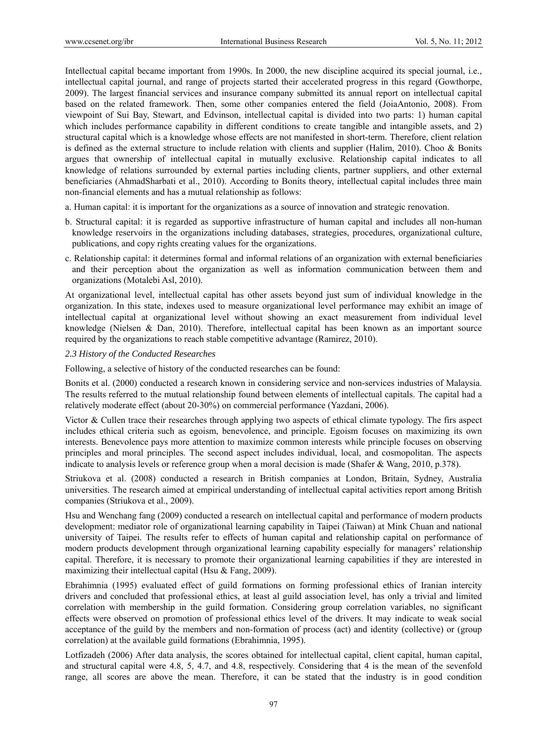Intellectual capital became important from 1990s. In 2000, the new discipline acquired its special journal, i.e., intellectual capital journal, and range of projects started their accelerated progress in this regard (Gowthorpe, 2009). The largest financial services and insurance company submitted its annual report on intellectual capital based on the related framework. Then, some other companies entered the field (JoiaAntonio, 2008). From viewpoint of Sui Bay, Stewart, and Edvinson, intellectual capital is divided into two parts: 1) human capital which includes performance capability in different conditions to create tangible and intangible assets, and 2) structural capital which is a knowledge whose effects are not manifested in short-term. Therefore, client relation is defined as the external structure to include relation with clients and supplier (Halim, 2010). Choo & Bonits argues that ownership of intellectual capital in mutually exclusive. Relationship capital indicates to all knowledge of relations surrounded by external parties including clients, partner suppliers, and other external beneficiaries (AhmadSharbati et al., 2010). According to Bonits theory, intellectual capital includes three main non-financial elements and has a mutual relationship as follows:

a. Human capital: it is important for the organizations as a source of innovation and strategic renovation.

b. Structural capital: it is regarded as supportive infrastructure of human capital and includes all non-human knowledge reservoirs in the organizations including databases, strategies, procedures, organizational culture, publications, and copy rights creating values for the organizations.

c. Relationship capital: it determines formal and informal relations of an organization with external beneficiaries and their perception about the organization as well as information communication between them and organizations (Motalebi Asl, 2010).

At organizational level, intellectual capital has other assets beyond just sum of individual knowledge in the organization. In this state, indexes used to measure organizational level performance may exhibit an image of intellectual capital at organizational level without showing an exact measurement from individual level knowledge (Nielsen & Dan, 2010). Therefore, intellectual capital has been known as an important source required by the organizations to reach stable competitive advantage (Ramirez, 2010).

### *2.3 History of the Conducted Researches*

Following, a selective of history of the conducted researches can be found:

Bonits et al. (2000) conducted a research known in considering service and non-services industries of Malaysia. The results referred to the mutual relationship found between elements of intellectual capitals. The capital had a relatively moderate effect (about 20-30%) on commercial performance (Yazdani, 2006).

Victor & Cullen trace their researches through applying two aspects of ethical climate typology. The firs aspect includes ethical criteria such as egoism, benevolence, and principle. Egoism focuses on maximizing its own interests. Benevolence pays more attention to maximize common interests while principle focuses on observing principles and moral principles. The second aspect includes individual, local, and cosmopolitan. The aspects indicate to analysis levels or reference group when a moral decision is made (Shafer & Wang, 2010, p.378).

Striukova et al. (2008) conducted a research in British companies at London, Britain, Sydney, Australia universities. The research aimed at empirical understanding of intellectual capital activities report among British companies (Striukova et al., 2009).

Hsu and Wenchang fang (2009) conducted a research on intellectual capital and performance of modern products development: mediator role of organizational learning capability in Taipei (Taiwan) at Mink Chuan and national university of Taipei. The results refer to effects of human capital and relationship capital on performance of modern products development through organizational learning capability especially for managers' relationship capital. Therefore, it is necessary to promote their organizational learning capabilities if they are interested in maximizing their intellectual capital (Hsu & Fang, 2009).

Ebrahimnia (1995) evaluated effect of guild formations on forming professional ethics of Iranian intercity drivers and concluded that professional ethics, at least al guild association level, has only a trivial and limited correlation with membership in the guild formation. Considering group correlation variables, no significant effects were observed on promotion of professional ethics level of the drivers. It may indicate to weak social acceptance of the guild by the members and non-formation of process (act) and identity (collective) or (group correlation) at the available guild formations (Ebrahimnia, 1995).

Lotfizadeh (2006) After data analysis, the scores obtained for intellectual capital, client capital, human capital, and structural capital were 4.8, 5, 4.7, and 4.8, respectively. Considering that 4 is the mean of the sevenfold range, all scores are above the mean. Therefore, it can be stated that the industry is in good condition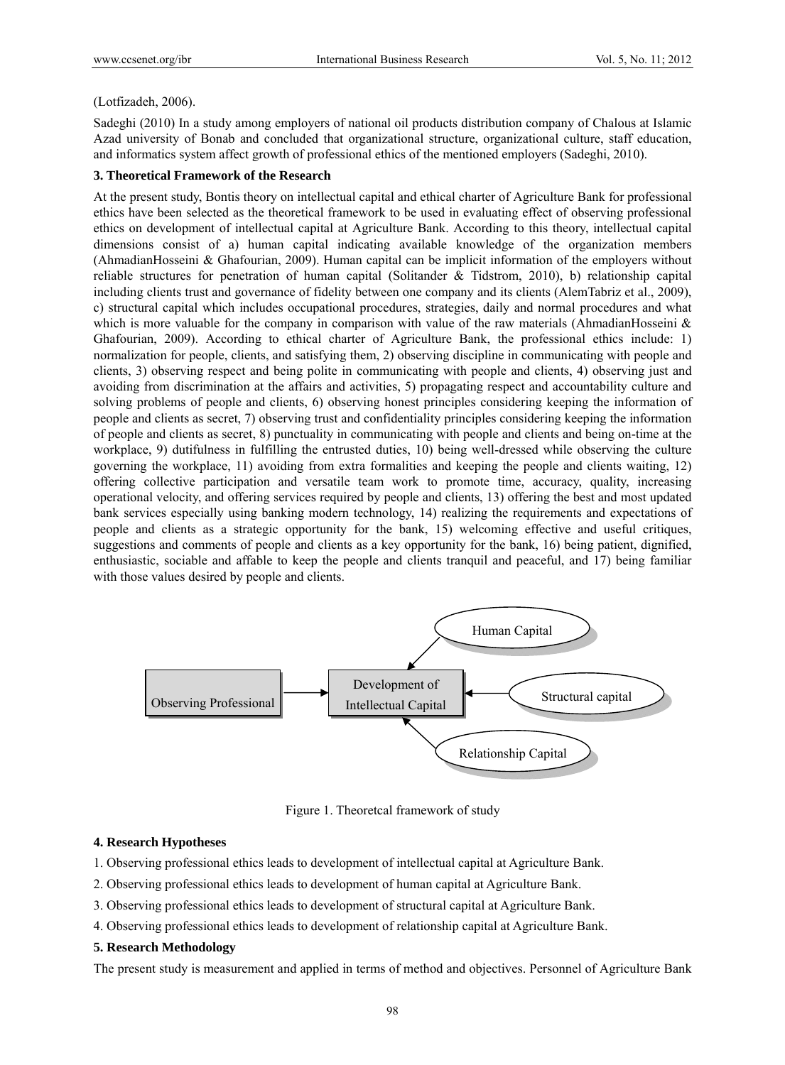(Lotfizadeh, 2006).

Sadeghi (2010) In a study among employers of national oil products distribution company of Chalous at Islamic Azad university of Bonab and concluded that organizational structure, organizational culture, staff education, and informatics system affect growth of professional ethics of the mentioned employers (Sadeghi, 2010).

### 3. Theoretical Framework of the Research

At the present study, Bontis theory on intellectual capital and ethical charter of Agriculture Bank for professional ethics have been selected as the theoretical framework to be used in evaluating effect of observing professional ethics on development of intellectual capital at Agriculture Bank. According to this theory, intellectual capital dimensions consist of a) human capital indicating available knowledge of the organization members (AhmadianHosseini & Ghafourian, 2009). Human capital can be implicit information of the employers without reliable structures for penetration of human capital (Solitander & Tidstrom, 2010), b) relationship capital including clients trust and governance of fidelity between one company and its clients (AlemTabriz et al., 2009), c) structural capital which includes occupational procedures, strategies, daily and normal procedures and what which is more valuable for the company in comparison with value of the raw materials (AhmadianHosseini & Ghafourian, 2009). According to ethical charter of Agriculture Bank, the professional ethics include: 1) normalization for people, clients, and satisfying them, 2) observing discipline in communicating with people and clients, 3) observing respect and being polite in communicating with people and clients, 4) observing just and avoiding from discrimination at the affairs and activities, 5) propagating respect and accountability culture and solving problems of people and clients, 6) observing honest principles considering keeping the information of people and clients as secret, 7) observing trust and confidentiality principles considering keeping the information of people and clients as secret, 8) punctuality in communicating with people and clients and being on-time at the workplace, 9) dutifulness in fulfilling the entrusted duties, 10) being well-dressed while observing the culture governing the workplace, 11) avoiding from extra formalities and keeping the people and clients waiting, 12) offering collective participation and versatile team work to promote time, accuracy, quality, increasing operational velocity, and offering services required by people and clients, 13) offering the best and most updated bank services especially using banking modern technology, 14) realizing the requirements and expectations of people and clients as a strategic opportunity for the bank, 15) welcoming effective and useful critiques, suggestions and comments of people and clients as a key opportunity for the bank, 16) being patient, dignified, enthusiastic, sociable and affable to keep the people and clients tranquil and peaceful, and 17) being familiar with those values desired by people and clients.

Observing Professional → Development of Intellectual Capital ← Human Capital; Structural capital; Relationship Capital

Figure 1. Theoretcal framework of study

### 4. Research Hypotheses

1. Observing professional ethics leads to development of intellectual capital at Agriculture Bank.
2. Observing professional ethics leads to development of human capital at Agriculture Bank.
3. Observing professional ethics leads to development of structural capital at Agriculture Bank.
4. Observing professional ethics leads to development of relationship capital at Agriculture Bank.

### 5. Research Methodology

The present study is measurement and applied in terms of method and objectives. Personnel of Agriculture Bank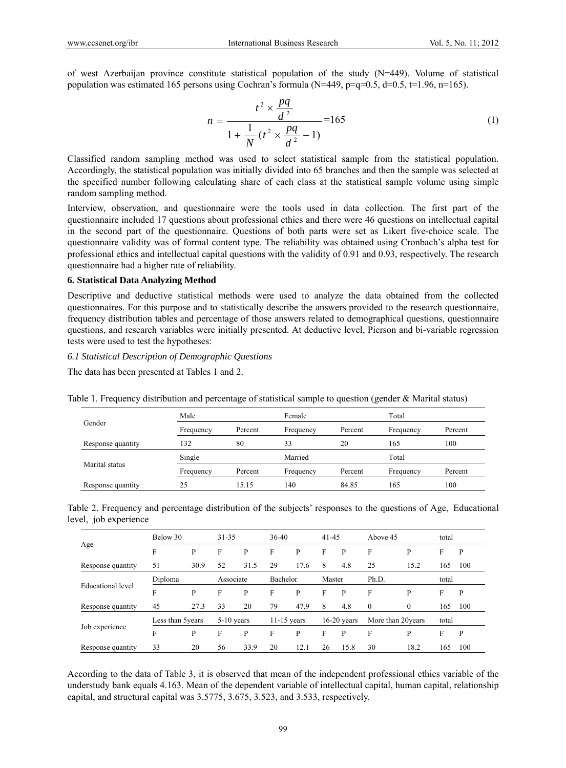of west Azerbaijan province constitute statistical population of the study (N=449). Volume of statistical population was estimated 165 persons using Cochran's formula (N=449, p=q=0.5, d=0.5, t=1.96, n=165).

$$n = \frac{t^2 \times \frac{pq}{d^2}}{1 + \frac{1}{N}(t^2 \times \frac{pq}{d^2} - 1)} = 165 \tag{1}$$

Classified random sampling method was used to select statistical sample from the statistical population. Accordingly, the statistical population was initially divided into 65 branches and then the sample was selected at the specified number following calculating share of each class at the statistical sample volume using simple random sampling method.

Interview, observation, and questionnaire were the tools used in data collection. The first part of the questionnaire included 17 questions about professional ethics and there were 46 questions on intellectual capital in the second part of the questionnaire. Questions of both parts were set as Likert five-choice scale. The questionnaire validity was of formal content type. The reliability was obtained using Cronbach's alpha test for professional ethics and intellectual capital questions with the validity of 0.91 and 0.93, respectively. The research questionnaire had a higher rate of reliability.

**6. Statistical Data Analyzing Method**

Descriptive and deductive statistical methods were used to analyze the data obtained from the collected questionnaires. For this purpose and to statistically describe the answers provided to the research questionnaire, frequency distribution tables and percentage of those answers related to demographical questions, questionnaire questions, and research variables were initially presented. At deductive level, Pierson and bi-variable regression tests were used to test the hypotheses:

*6.1 Statistical Description of Demographic Questions*

The data has been presented at Tables 1 and 2.

Table 1. Frequency distribution and percentage of statistical sample to question (gender & Marital status)

| Gender | Male | | Female | | Total | |
|---|---|---|---|---|---|---|
| | Frequency | Percent | Frequency | Percent | Frequency | Percent |
| Response quantity | 132 | 80 | 33 | 20 | 165 | 100 |
| Marital status | Single | | Married | | Total | |
| | Frequency | Percent | Frequency | Percent | Frequency | Percent |
| Response quantity | 25 | 15.15 | 140 | 84.85 | 165 | 100 |

Table 2. Frequency and percentage distribution of the subjects' responses to the questions of Age, Educational level, job experience

| Age | Below 30 | | 31-35 | | 36-40 | | 41-45 | | Above 45 | | total | |
|---|---|---|---|---|---|---|---|---|---|---|---|---|
| | F | P | F | P | F | P | F | P | F | P | F | P |
| Response quantity | 51 | 30.9 | 52 | 31.5 | 29 | 17.6 | 8 | 4.8 | 25 | 15.2 | 165 | 100 |
| Educational level | Diploma | | Associate | | Bachelor | | Master | | Ph.D. | | total | |
| | F | P | F | P | F | P | F | P | F | P | F | P |
| Response quantity | 45 | 27.3 | 33 | 20 | 79 | 47.9 | 8 | 4.8 | 0 | 0 | 165 | 100 |
| Job experience | Less than 5years | | 5-10 years | | 11-15 years | | 16-20 years | | More than 20years | | total | |
| | F | P | F | P | F | P | F | P | F | P | F | P |
| Response quantity | 33 | 20 | 56 | 33.9 | 20 | 12.1 | 26 | 15.8 | 30 | 18.2 | 165 | 100 |

According to the data of Table 3, it is observed that mean of the independent professional ethics variable of the understudy bank equals 4.163. Mean of the dependent variable of intellectual capital, human capital, relationship capital, and structural capital was 3.5775, 3.675, 3.523, and 3.533, respectively.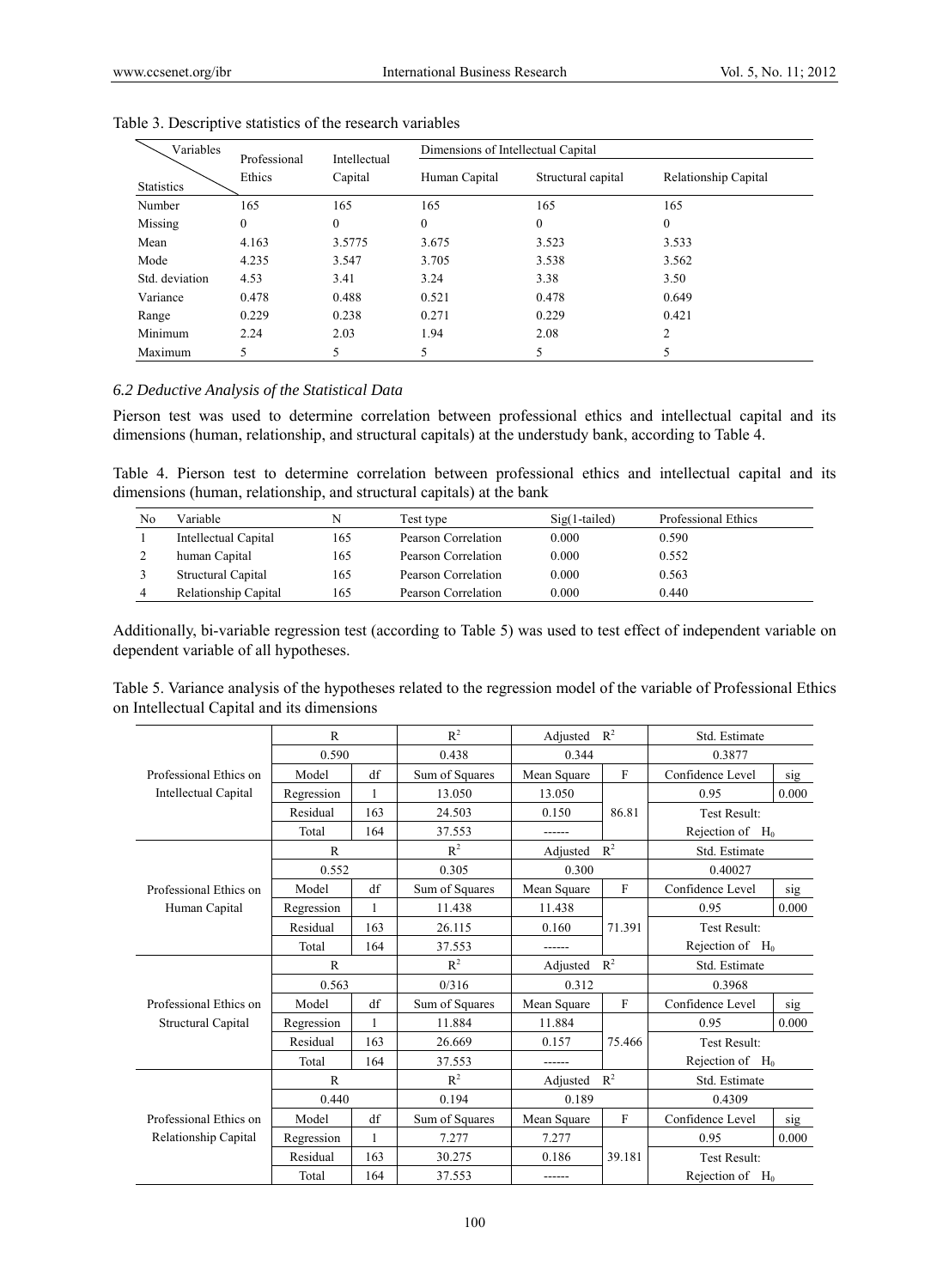Table 3. Descriptive statistics of the research variables

| Variables / Statistics | Professional Ethics | Intellectual Capital | Dimensions of Intellectual Capital | | |
|---|---|---|---|---|---|
| | | | Human Capital | Structural capital | Relationship Capital |
| Number | 165 | 165 | 165 | 165 | 165 |
| Missing | 0 | 0 | 0 | 0 | 0 |
| Mean | 4.163 | 3.5775 | 3.675 | 3.523 | 3.533 |
| Mode | 4.235 | 3.547 | 3.705 | 3.538 | 3.562 |
| Std. deviation | 4.53 | 3.41 | 3.24 | 3.38 | 3.50 |
| Variance | 0.478 | 0.488 | 0.521 | 0.478 | 0.649 |
| Range | 0.229 | 0.238 | 0.271 | 0.229 | 0.421 |
| Minimum | 2.24 | 2.03 | 1.94 | 2.08 | 2 |
| Maximum | 5 | 5 | 5 | 5 | 5 |

### *6.2 Deductive Analysis of the Statistical Data*

Pierson test was used to determine correlation between professional ethics and intellectual capital and its dimensions (human, relationship, and structural capitals) at the understudy bank, according to Table 4.

Table 4. Pierson test to determine correlation between professional ethics and intellectual capital and its dimensions (human, relationship, and structural capitals) at the bank

| No | Variable | N | Test type | Sig(1-tailed) | Professional Ethics |
|---|---|---|---|---|---|
| 1 | Intellectual Capital | 165 | Pearson Correlation | 0.000 | 0.590 |
| 2 | human Capital | 165 | Pearson Correlation | 0.000 | 0.552 |
| 3 | Structural Capital | 165 | Pearson Correlation | 0.000 | 0.563 |
| 4 | Relationship Capital | 165 | Pearson Correlation | 0.000 | 0.440 |

Additionally, bi-variable regression test (according to Table 5) was used to test effect of independent variable on dependent variable of all hypotheses.

Table 5. Variance analysis of the hypotheses related to the regression model of the variable of Professional Ethics on Intellectual Capital and its dimensions

| | R | | $R^2$ | Adjusted $R^2$ | | Std. Estimate | |
|---|---|---|---|---|---|---|---|
| | 0.590 | | 0.438 | 0.344 | | 0.3877 | |
| Professional Ethics on Intellectual Capital | Model | df | Sum of Squares | Mean Square | F | Confidence Level | sig |
| | Regression | 1 | 13.050 | 13.050 | 86.81 | 0.95 | 0.000 |
| | Residual | 163 | 24.503 | 0.150 | | Test Result: | |
| | Total | 164 | 37.553 | ------ | | Rejection of $H_0$ | |
| | R | | $R^2$ | Adjusted $R^2$ | | Std. Estimate | |
| | 0.552 | | 0.305 | 0.300 | | 0.40027 | |
| Professional Ethics on Human Capital | Model | df | Sum of Squares | Mean Square | F | Confidence Level | sig |
| | Regression | 1 | 11.438 | 11.438 | 71.391 | 0.95 | 0.000 |
| | Residual | 163 | 26.115 | 0.160 | | Test Result: | |
| | Total | 164 | 37.553 | ------ | | Rejection of $H_0$ | |
| | R | | $R^2$ | Adjusted $R^2$ | | Std. Estimate | |
| | 0.563 | | 0/316 | 0.312 | | 0.3968 | |
| Professional Ethics on Structural Capital | Model | df | Sum of Squares | Mean Square | F | Confidence Level | sig |
| | Regression | 1 | 11.884 | 11.884 | 75.466 | 0.95 | 0.000 |
| | Residual | 163 | 26.669 | 0.157 | | Test Result: | |
| | Total | 164 | 37.553 | ------ | | Rejection of $H_0$ | |
| | R | | $R^2$ | Adjusted $R^2$ | | Std. Estimate | |
| | 0.440 | | 0.194 | 0.189 | | 0.4309 | |
| Professional Ethics on Relationship Capital | Model | df | Sum of Squares | Mean Square | F | Confidence Level | sig |
| | Regression | 1 | 7.277 | 7.277 | 39.181 | 0.95 | 0.000 |
| | Residual | 163 | 30.275 | 0.186 | | Test Result: | |
| | Total | 164 | 37.553 | ------ | | Rejection of $H_0$ | |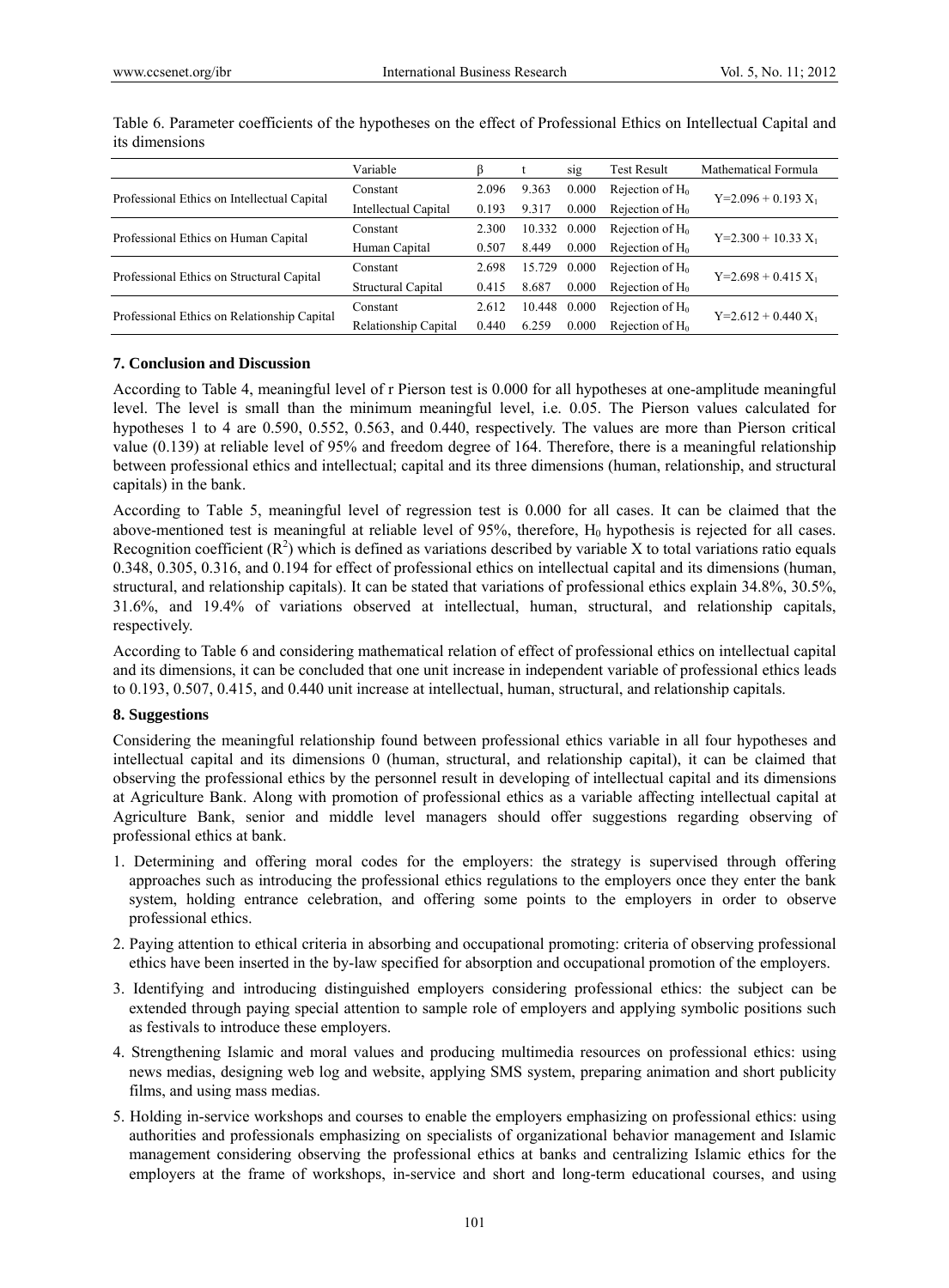Table 6. Parameter coefficients of the hypotheses on the effect of Professional Ethics on Intellectual Capital and its dimensions

| | Variable | β | t | sig | Test Result | Mathematical Formula |
|---|---|---|---|---|---|---|
| Professional Ethics on Intellectual Capital | Constant | 2.096 | 9.363 | 0.000 | Rejection of $H_0$ | $Y=2.096 + 0.193\ X_1$ |
| | Intellectual Capital | 0.193 | 9.317 | 0.000 | Rejection of $H_0$ | |
| Professional Ethics on Human Capital | Constant | 2.300 | 10.332 | 0.000 | Rejection of $H_0$ | $Y=2.300 + 10.33\ X_1$ |
| | Human Capital | 0.507 | 8.449 | 0.000 | Rejection of $H_0$ | |
| Professional Ethics on Structural Capital | Constant | 2.698 | 15.729 | 0.000 | Rejection of $H_0$ | $Y=2.698 + 0.415\ X_1$ |
| | Structural Capital | 0.415 | 8.687 | 0.000 | Rejection of $H_0$ | |
| Professional Ethics on Relationship Capital | Constant | 2.612 | 10.448 | 0.000 | Rejection of $H_0$ | $Y=2.612 + 0.440\ X_1$ |
| | Relationship Capital | 0.440 | 6.259 | 0.000 | Rejection of $H_0$ | |

## 7. Conclusion and Discussion

According to Table 4, meaningful level of r Pierson test is 0.000 for all hypotheses at one-amplitude meaningful level. The level is small than the minimum meaningful level, i.e. 0.05. The Pierson values calculated for hypotheses 1 to 4 are 0.590, 0.552, 0.563, and 0.440, respectively. The values are more than Pierson critical value (0.139) at reliable level of 95% and freedom degree of 164. Therefore, there is a meaningful relationship between professional ethics and intellectual; capital and its three dimensions (human, relationship, and structural capitals) in the bank.

According to Table 5, meaningful level of regression test is 0.000 for all cases. It can be claimed that the above-mentioned test is meaningful at reliable level of 95%, therefore, $H_0$ hypothesis is rejected for all cases. Recognition coefficient ($R^2$) which is defined as variations described by variable X to total variations ratio equals 0.348, 0.305, 0.316, and 0.194 for effect of professional ethics on intellectual capital and its dimensions (human, structural, and relationship capitals). It can be stated that variations of professional ethics explain 34.8%, 30.5%, 31.6%, and 19.4% of variations observed at intellectual, human, structural, and relationship capitals, respectively.

According to Table 6 and considering mathematical relation of effect of professional ethics on intellectual capital and its dimensions, it can be concluded that one unit increase in independent variable of professional ethics leads to 0.193, 0.507, 0.415, and 0.440 unit increase at intellectual, human, structural, and relationship capitals.

## 8. Suggestions

Considering the meaningful relationship found between professional ethics variable in all four hypotheses and intellectual capital and its dimensions 0 (human, structural, and relationship capital), it can be claimed that observing the professional ethics by the personnel result in developing of intellectual capital and its dimensions at Agriculture Bank. Along with promotion of professional ethics as a variable affecting intellectual capital at Agriculture Bank, senior and middle level managers should offer suggestions regarding observing of professional ethics at bank.

1. Determining and offering moral codes for the employers: the strategy is supervised through offering approaches such as introducing the professional ethics regulations to the employers once they enter the bank system, holding entrance celebration, and offering some points to the employers in order to observe professional ethics.
2. Paying attention to ethical criteria in absorbing and occupational promoting: criteria of observing professional ethics have been inserted in the by-law specified for absorption and occupational promotion of the employers.
3. Identifying and introducing distinguished employers considering professional ethics: the subject can be extended through paying special attention to sample role of employers and applying symbolic positions such as festivals to introduce these employers.
4. Strengthening Islamic and moral values and producing multimedia resources on professional ethics: using news medias, designing web log and website, applying SMS system, preparing animation and short publicity films, and using mass medias.
5. Holding in-service workshops and courses to enable the employers emphasizing on professional ethics: using authorities and professionals emphasizing on specialists of organizational behavior management and Islamic management considering observing the professional ethics at banks and centralizing Islamic ethics for the employers at the frame of workshops, in-service and short and long-term educational courses, and using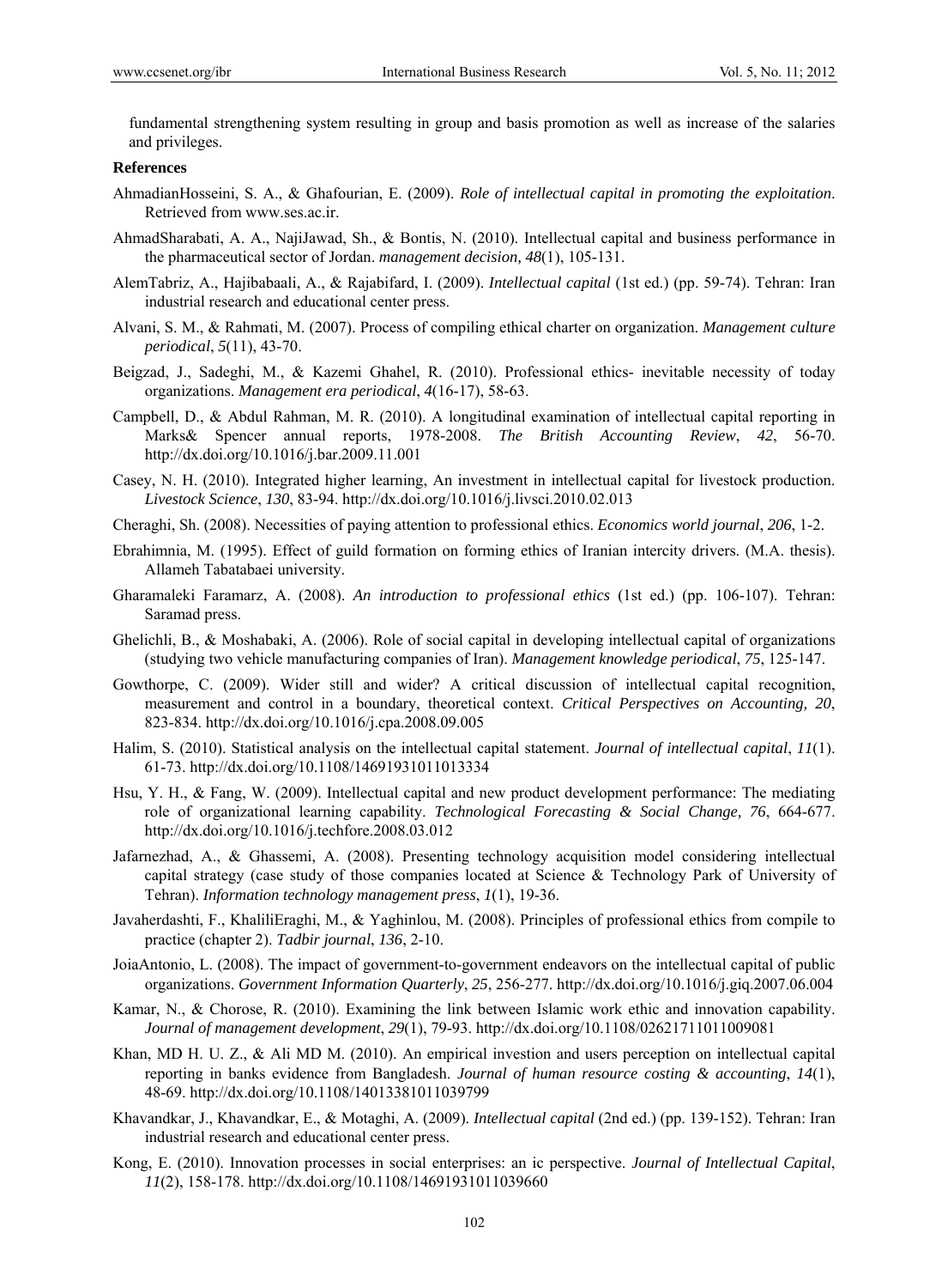fundamental strengthening system resulting in group and basis promotion as well as increase of the salaries and privileges.

**References**

AhmadianHosseini, S. A., & Ghafourian, E. (2009). *Role of intellectual capital in promoting the exploitation*. Retrieved from www.ses.ac.ir.

AhmadSharabati, A. A., NajiJawad, Sh., & Bontis, N. (2010). Intellectual capital and business performance in the pharmaceutical sector of Jordan. *management decision, 48*(1), 105-131.

AlemTabriz, A., Hajibabaali, A., & Rajabifard, I. (2009). *Intellectual capital* (1st ed.) (pp. 59-74). Tehran: Iran industrial research and educational center press.

Alvani, S. M., & Rahmati, M. (2007). Process of compiling ethical charter on organization. *Management culture periodical*, *5*(11), 43-70.

Beigzad, J., Sadeghi, M., & Kazemi Ghahel, R. (2010). Professional ethics- inevitable necessity of today organizations. *Management era periodical*, *4*(16-17), 58-63.

Campbell, D., & Abdul Rahman, M. R. (2010). A longitudinal examination of intellectual capital reporting in Marks& Spencer annual reports, 1978-2008. *The British Accounting Review*, *42*, 56-70. http://dx.doi.org/10.1016/j.bar.2009.11.001

Casey, N. H. (2010). Integrated higher learning, An investment in intellectual capital for livestock production. *Livestock Science*, *130*, 83-94. http://dx.doi.org/10.1016/j.livsci.2010.02.013

Cheraghi, Sh. (2008). Necessities of paying attention to professional ethics. *Economics world journal*, *206*, 1-2.

Ebrahimnia, M. (1995). Effect of guild formation on forming ethics of Iranian intercity drivers. (M.A. thesis). Allameh Tabatabaei university.

Gharamaleki Faramarz, A. (2008). *An introduction to professional ethics* (1st ed.) (pp. 106-107). Tehran: Saramad press.

Ghelichli, B., & Moshabaki, A. (2006). Role of social capital in developing intellectual capital of organizations (studying two vehicle manufacturing companies of Iran). *Management knowledge periodical*, *75*, 125-147.

Gowthorpe, C. (2009). Wider still and wider? A critical discussion of intellectual capital recognition, measurement and control in a boundary, theoretical context. *Critical Perspectives on Accounting, 20*, 823-834. http://dx.doi.org/10.1016/j.cpa.2008.09.005

Halim, S. (2010). Statistical analysis on the intellectual capital statement. *Journal of intellectual capital*, *11*(1). 61-73. http://dx.doi.org/10.1108/14691931011013334

Hsu, Y. H., & Fang, W. (2009). Intellectual capital and new product development performance: The mediating role of organizational learning capability. *Technological Forecasting & Social Change, 76*, 664-677. http://dx.doi.org/10.1016/j.techfore.2008.03.012

Jafarnezhad, A., & Ghassemi, A. (2008). Presenting technology acquisition model considering intellectual capital strategy (case study of those companies located at Science & Technology Park of University of Tehran). *Information technology management press*, *1*(1), 19-36.

Javaherdashti, F., KhaliliEraghi, M., & Yaghinlou, M. (2008). Principles of professional ethics from compile to practice (chapter 2). *Tadbir journal*, *136*, 2-10.

JoiaAntonio, L. (2008). The impact of government-to-government endeavors on the intellectual capital of public organizations. *Government Information Quarterly*, *25*, 256-277. http://dx.doi.org/10.1016/j.giq.2007.06.004

Kamar, N., & Chorose, R. (2010). Examining the link between Islamic work ethic and innovation capability. *Journal of management development*, *29*(1), 79-93. http://dx.doi.org/10.1108/02621711011009081

Khan, MD H. U. Z., & Ali MD M. (2010). An empirical investion and users perception on intellectual capital reporting in banks evidence from Bangladesh. *Journal of human resource costing & accounting*, *14*(1), 48-69. http://dx.doi.org/10.1108/14013381011039799

Khavandkar, J., Khavandkar, E., & Motaghi, A. (2009). *Intellectual capital* (2nd ed.) (pp. 139-152). Tehran: Iran industrial research and educational center press.

Kong, E. (2010). Innovation processes in social enterprises: an ic perspective. *Journal of Intellectual Capital*, *11*(2), 158-178. http://dx.doi.org/10.1108/14691931011039660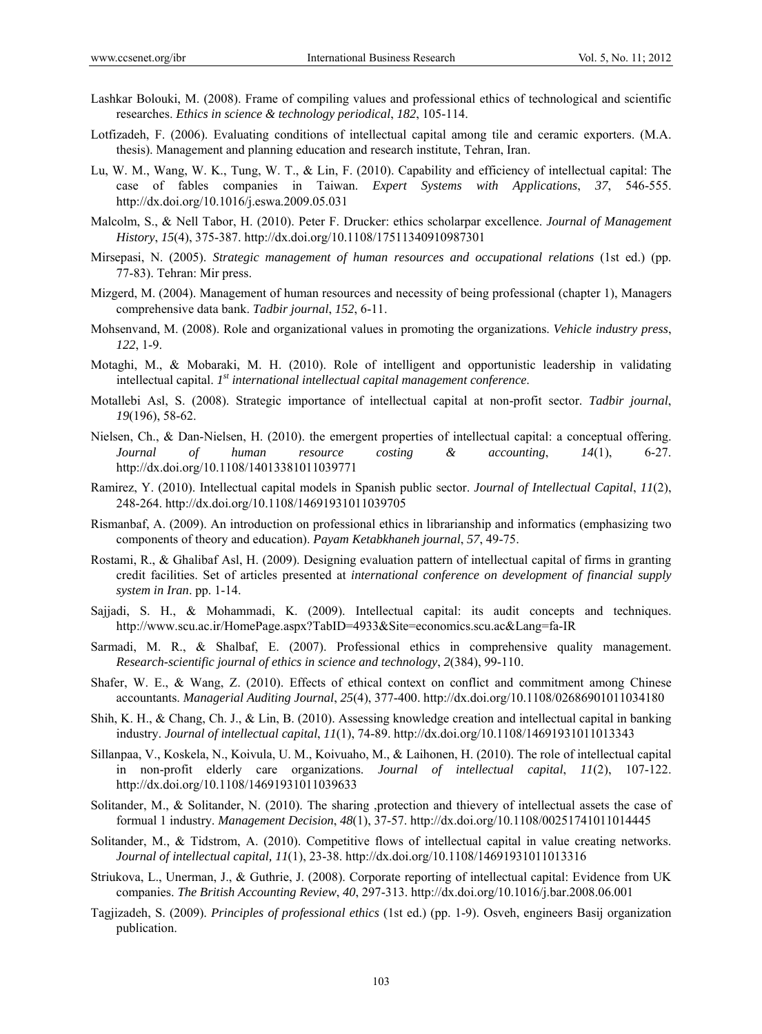Lashkar Bolouki, M. (2008). Frame of compiling values and professional ethics of technological and scientific researches. *Ethics in science & technology periodical*, *182*, 105-114.

Lotfizadeh, F. (2006). Evaluating conditions of intellectual capital among tile and ceramic exporters. (M.A. thesis). Management and planning education and research institute, Tehran, Iran.

Lu, W. M., Wang, W. K., Tung, W. T., & Lin, F. (2010). Capability and efficiency of intellectual capital: The case of fables companies in Taiwan. *Expert Systems with Applications*, *37*, 546-555. http://dx.doi.org/10.1016/j.eswa.2009.05.031

Malcolm, S., & Nell Tabor, H. (2010). Peter F. Drucker: ethics scholarpar excellence. *Journal of Management History*, *15*(4), 375-387. http://dx.doi.org/10.1108/17511340910987301

Mirsepasi, N. (2005). *Strategic management of human resources and occupational relations* (1st ed.) (pp. 77-83). Tehran: Mir press.

Mizgerd, M. (2004). Management of human resources and necessity of being professional (chapter 1), Managers comprehensive data bank. *Tadbir journal*, *152*, 6-11.

Mohsenvand, M. (2008). Role and organizational values in promoting the organizations. *Vehicle industry press*, *122*, 1-9.

Motaghi, M., & Mobaraki, M. H. (2010). Role of intelligent and opportunistic leadership in validating intellectual capital. *1st international intellectual capital management conference*.

Motallebi Asl, S. (2008). Strategic importance of intellectual capital at non-profit sector. *Tadbir journal*, *19*(196), 58-62.

Nielsen, Ch., & Dan-Nielsen, H. (2010). the emergent properties of intellectual capital: a conceptual offering. *Journal of human resource costing & accounting*, *14*(1), 6-27. http://dx.doi.org/10.1108/14013381011039771

Ramirez, Y. (2010). Intellectual capital models in Spanish public sector. *Journal of Intellectual Capital*, *11*(2), 248-264. http://dx.doi.org/10.1108/14691931011039705

Rismanbaf, A. (2009). An introduction on professional ethics in librarianship and informatics (emphasizing two components of theory and education). *Payam Ketabkhaneh journal*, *57*, 49-75.

Rostami, R., & Ghalibaf Asl, H. (2009). Designing evaluation pattern of intellectual capital of firms in granting credit facilities. Set of articles presented at *international conference on development of financial supply system in Iran*. pp. 1-14.

Sajjadi, S. H., & Mohammadi, K. (2009). Intellectual capital: its audit concepts and techniques. http://www.scu.ac.ir/HomePage.aspx?TabID=4933&Site=economics.scu.ac&Lang=fa-IR

Sarmadi, M. R., & Shalbaf, E. (2007). Professional ethics in comprehensive quality management. *Research-scientific journal of ethics in science and technology*, *2*(384), 99-110.

Shafer, W. E., & Wang, Z. (2010). Effects of ethical context on conflict and commitment among Chinese accountants. *Managerial Auditing Journal*, *25*(4), 377-400. http://dx.doi.org/10.1108/02686901011034180

Shih, K. H., & Chang, Ch. J., & Lin, B. (2010). Assessing knowledge creation and intellectual capital in banking industry. *Journal of intellectual capital*, *11*(1), 74-89. http://dx.doi.org/10.1108/14691931011013343

Sillanpaa, V., Koskela, N., Koivula, U. M., Koivuaho, M., & Laihonen, H. (2010). The role of intellectual capital in non-profit elderly care organizations. *Journal of intellectual capital*, *11*(2), 107-122. http://dx.doi.org/10.1108/14691931011039633

Solitander, M., & Solitander, N. (2010). The sharing ,protection and thievery of intellectual assets the case of formual 1 industry. *Management Decision*, *48*(1), 37-57. http://dx.doi.org/10.1108/00251741011014445

Solitander, M., & Tidstrom, A. (2010). Competitive flows of intellectual capital in value creating networks. *Journal of intellectual capital, 11*(1), 23-38. http://dx.doi.org/10.1108/14691931011013316

Striukova, L., Unerman, J., & Guthrie, J. (2008). Corporate reporting of intellectual capital: Evidence from UK companies. *The British Accounting Review*, *40*, 297-313. http://dx.doi.org/10.1016/j.bar.2008.06.001

Tagjizadeh, S. (2009). *Principles of professional ethics* (1st ed.) (pp. 1-9). Osveh, engineers Basij organization publication.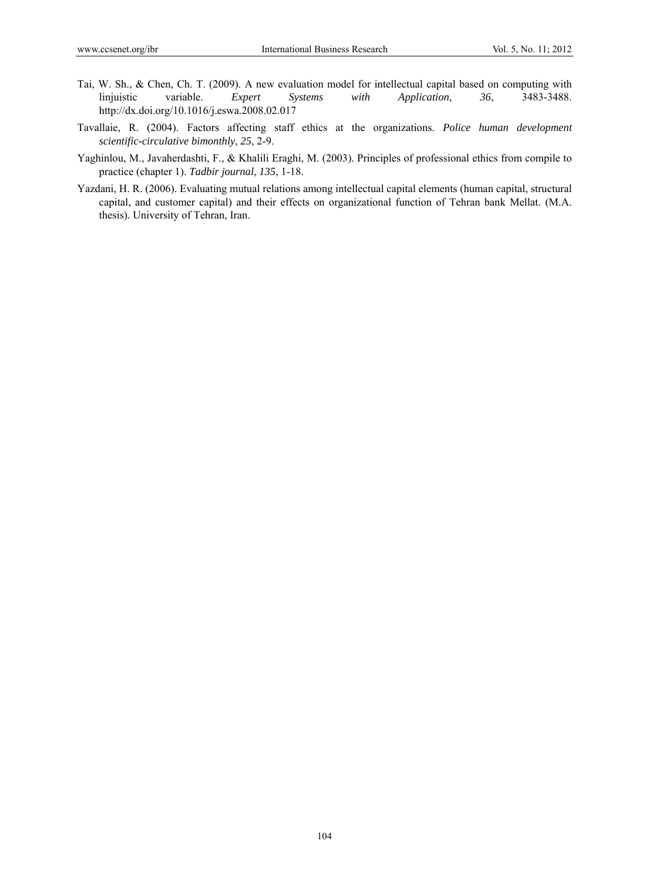Tai, W. Sh., & Chen, Ch. T. (2009). A new evaluation model for intellectual capital based on computing with linjuistic variable. *Expert Systems with Application*, *36*, 3483-3488. http://dx.doi.org/10.1016/j.eswa.2008.02.017

Tavallaie, R. (2004). Factors affecting staff ethics at the organizations. *Police human development scientific-circulative bimonthly*, *25*, 2-9.

Yaghinlou, M., Javaherdashti, F., & Khalili Eraghi, M. (2003). Principles of professional ethics from compile to practice (chapter 1). *Tadbir journal*, *135*, 1-18.

Yazdani, H. R. (2006). Evaluating mutual relations among intellectual capital elements (human capital, structural capital, and customer capital) and their effects on organizational function of Tehran bank Mellat. (M.A. thesis). University of Tehran, Iran.